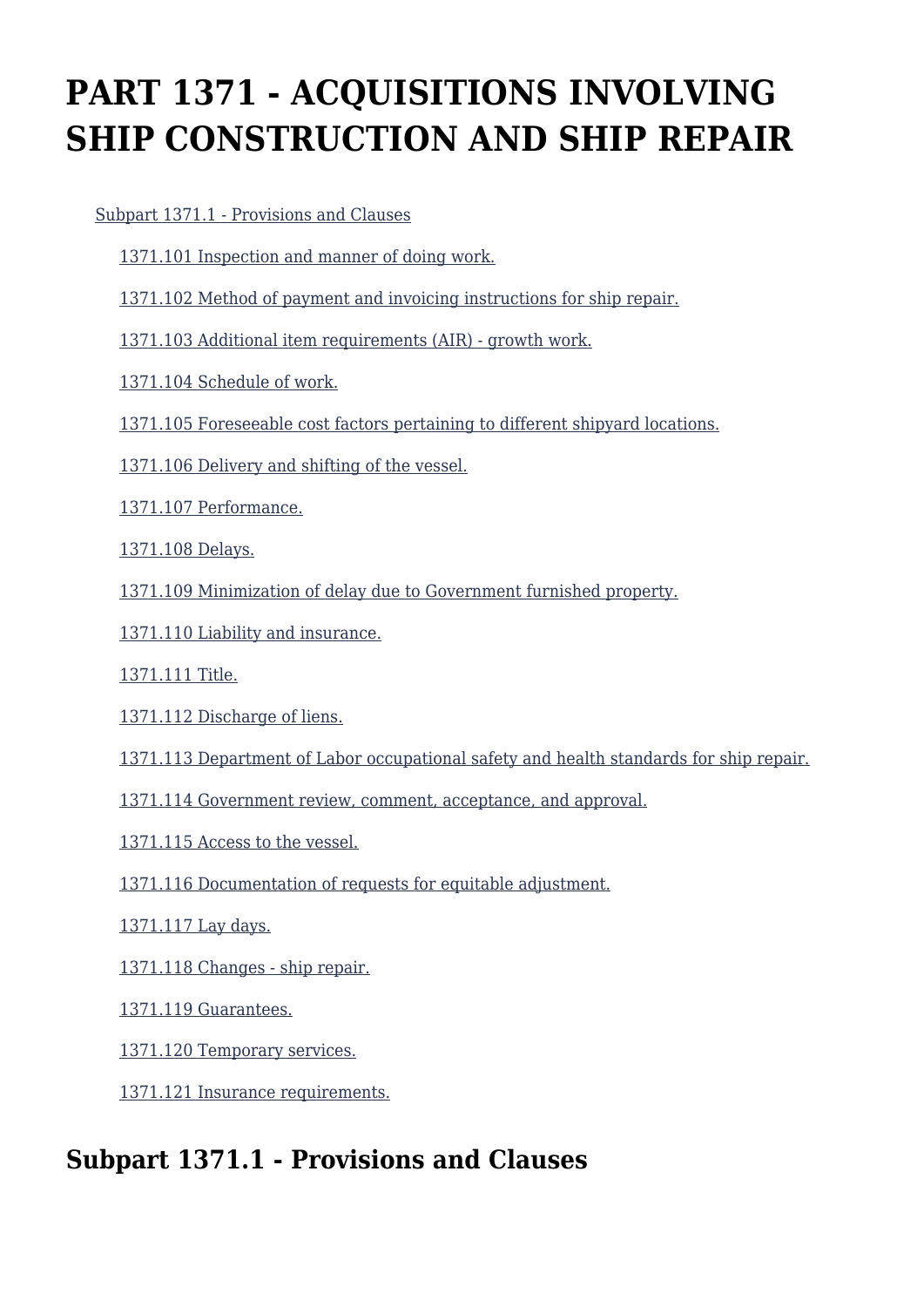# PART 1371 - ACQUISITIONS INVOLVING SHIP CONSTRUCTION AND SHIP REPAIR

- Subpart 1371.1 - Provisions and Clauses
  - 1371.101 Inspection and manner of doing work.
  - 1371.102 Method of payment and invoicing instructions for ship repair.
  - 1371.103 Additional item requirements (AIR) - growth work.
  - 1371.104 Schedule of work.
  - 1371.105 Foreseeable cost factors pertaining to different shipyard locations.
  - 1371.106 Delivery and shifting of the vessel.
  - 1371.107 Performance.
  - 1371.108 Delays.
  - 1371.109 Minimization of delay due to Government furnished property.
  - 1371.110 Liability and insurance.
  - 1371.111 Title.
  - 1371.112 Discharge of liens.
  - 1371.113 Department of Labor occupational safety and health standards for ship repair.
  - 1371.114 Government review, comment, acceptance, and approval.
  - 1371.115 Access to the vessel.
  - 1371.116 Documentation of requests for equitable adjustment.
  - 1371.117 Lay days.
  - 1371.118 Changes - ship repair.
  - 1371.119 Guarantees.
  - 1371.120 Temporary services.
  - 1371.121 Insurance requirements.

## Subpart 1371.1 - Provisions and Clauses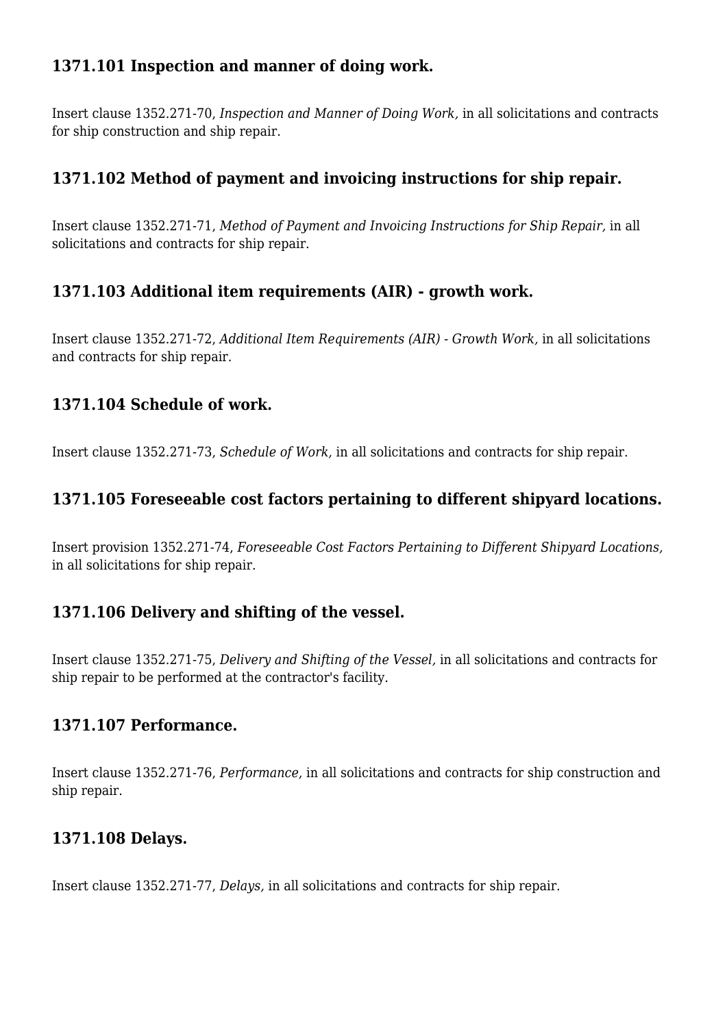### 1371.101 Inspection and manner of doing work.

Insert clause 1352.271-70, *Inspection and Manner of Doing Work,* in all solicitations and contracts for ship construction and ship repair.

### 1371.102 Method of payment and invoicing instructions for ship repair.

Insert clause 1352.271-71, *Method of Payment and Invoicing Instructions for Ship Repair,* in all solicitations and contracts for ship repair.

### 1371.103 Additional item requirements (AIR) - growth work.

Insert clause 1352.271-72, *Additional Item Requirements (AIR) - Growth Work,* in all solicitations and contracts for ship repair.

### 1371.104 Schedule of work.

Insert clause 1352.271-73, *Schedule of Work,* in all solicitations and contracts for ship repair.

### 1371.105 Foreseeable cost factors pertaining to different shipyard locations.

Insert provision 1352.271-74, *Foreseeable Cost Factors Pertaining to Different Shipyard Locations,* in all solicitations for ship repair.

### 1371.106 Delivery and shifting of the vessel.

Insert clause 1352.271-75, *Delivery and Shifting of the Vessel,* in all solicitations and contracts for ship repair to be performed at the contractor's facility.

### 1371.107 Performance.

Insert clause 1352.271-76, *Performance,* in all solicitations and contracts for ship construction and ship repair.

### 1371.108 Delays.

Insert clause 1352.271-77, *Delays,* in all solicitations and contracts for ship repair.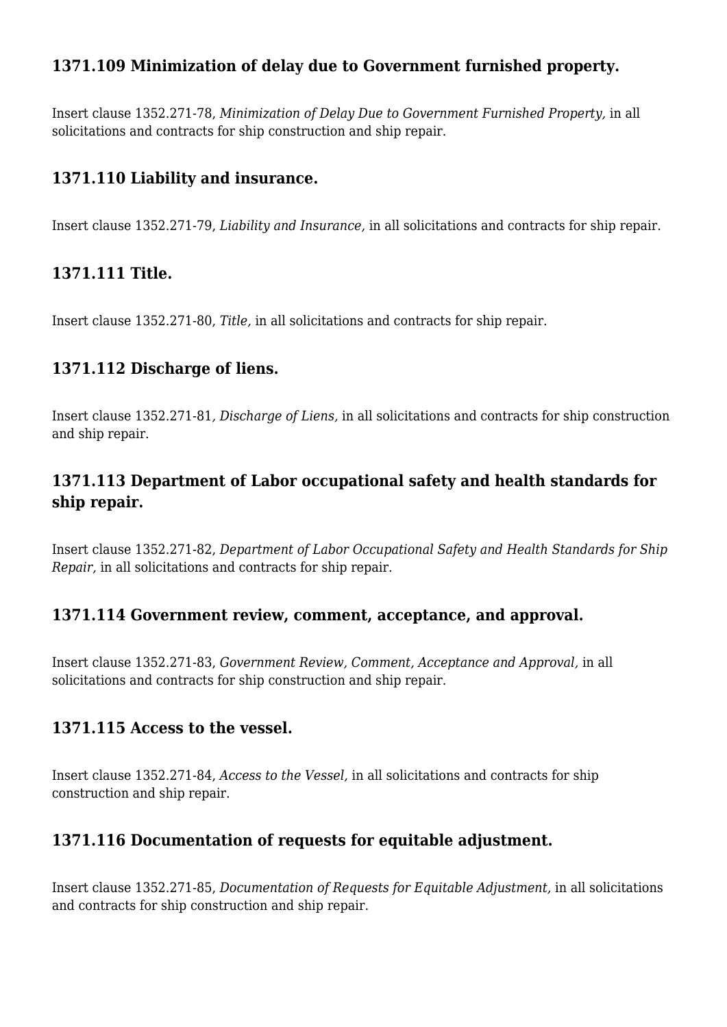### 1371.109 Minimization of delay due to Government furnished property.

Insert clause 1352.271-78, *Minimization of Delay Due to Government Furnished Property,* in all solicitations and contracts for ship construction and ship repair.

### 1371.110 Liability and insurance.

Insert clause 1352.271-79, *Liability and Insurance,* in all solicitations and contracts for ship repair.

### 1371.111 Title.

Insert clause 1352.271-80, *Title,* in all solicitations and contracts for ship repair.

### 1371.112 Discharge of liens.

Insert clause 1352.271-81, *Discharge of Liens,* in all solicitations and contracts for ship construction and ship repair.

### 1371.113 Department of Labor occupational safety and health standards for ship repair.

Insert clause 1352.271-82, *Department of Labor Occupational Safety and Health Standards for Ship Repair,* in all solicitations and contracts for ship repair.

### 1371.114 Government review, comment, acceptance, and approval.

Insert clause 1352.271-83, *Government Review, Comment, Acceptance and Approval,* in all solicitations and contracts for ship construction and ship repair.

### 1371.115 Access to the vessel.

Insert clause 1352.271-84, *Access to the Vessel,* in all solicitations and contracts for ship construction and ship repair.

### 1371.116 Documentation of requests for equitable adjustment.

Insert clause 1352.271-85, *Documentation of Requests for Equitable Adjustment,* in all solicitations and contracts for ship construction and ship repair.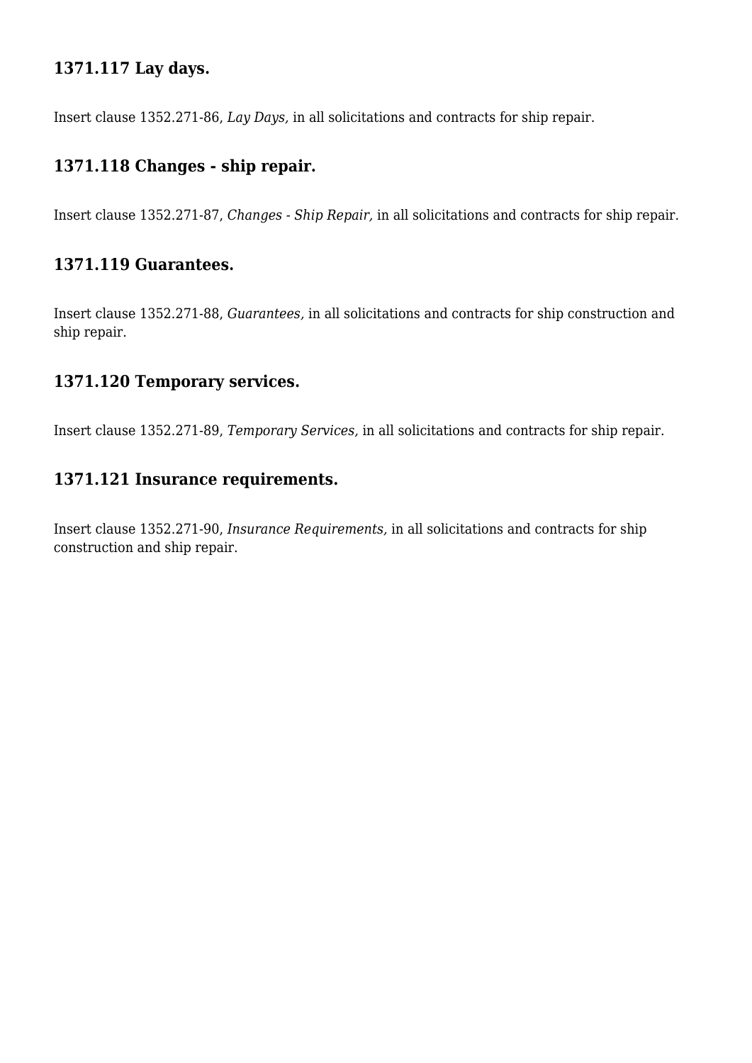### 1371.117 Lay days.

Insert clause 1352.271-86, *Lay Days,* in all solicitations and contracts for ship repair.

### 1371.118 Changes - ship repair.

Insert clause 1352.271-87, *Changes - Ship Repair,* in all solicitations and contracts for ship repair.

### 1371.119 Guarantees.

Insert clause 1352.271-88, *Guarantees,* in all solicitations and contracts for ship construction and ship repair.

### 1371.120 Temporary services.

Insert clause 1352.271-89, *Temporary Services,* in all solicitations and contracts for ship repair.

### 1371.121 Insurance requirements.

Insert clause 1352.271-90, *Insurance Requirements,* in all solicitations and contracts for ship construction and ship repair.